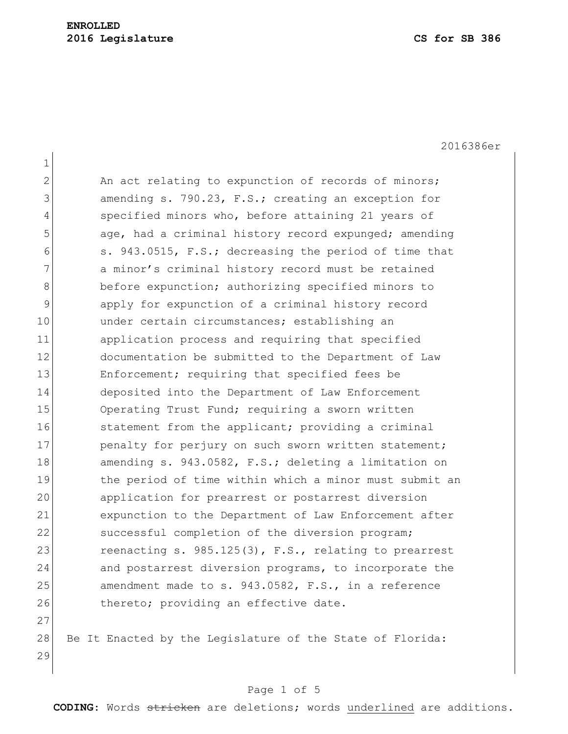**ENROLLED**
**2016 Legislature** **CS for SB 386**

2016386er

An act relating to expunction of records of minors; amending s. 790.23, F.S.; creating an exception for specified minors who, before attaining 21 years of age, had a criminal history record expunged; amending s. 943.0515, F.S.; decreasing the period of time that a minor's criminal history record must be retained before expunction; authorizing specified minors to apply for expunction of a criminal history record under certain circumstances; establishing an application process and requiring that specified documentation be submitted to the Department of Law Enforcement; requiring that specified fees be deposited into the Department of Law Enforcement Operating Trust Fund; requiring a sworn written statement from the applicant; providing a criminal penalty for perjury on such sworn written statement; amending s. 943.0582, F.S.; deleting a limitation on the period of time within which a minor must submit an application for prearrest or postarrest diversion expunction to the Department of Law Enforcement after successful completion of the diversion program; reenacting s. 985.125(3), F.S., relating to prearrest and postarrest diversion programs, to incorporate the amendment made to s. 943.0582, F.S., in a reference thereto; providing an effective date.

Be It Enacted by the Legislature of the State of Florida:

**CODING:** Words ~~stricken~~ are deletions; words underlined are additions.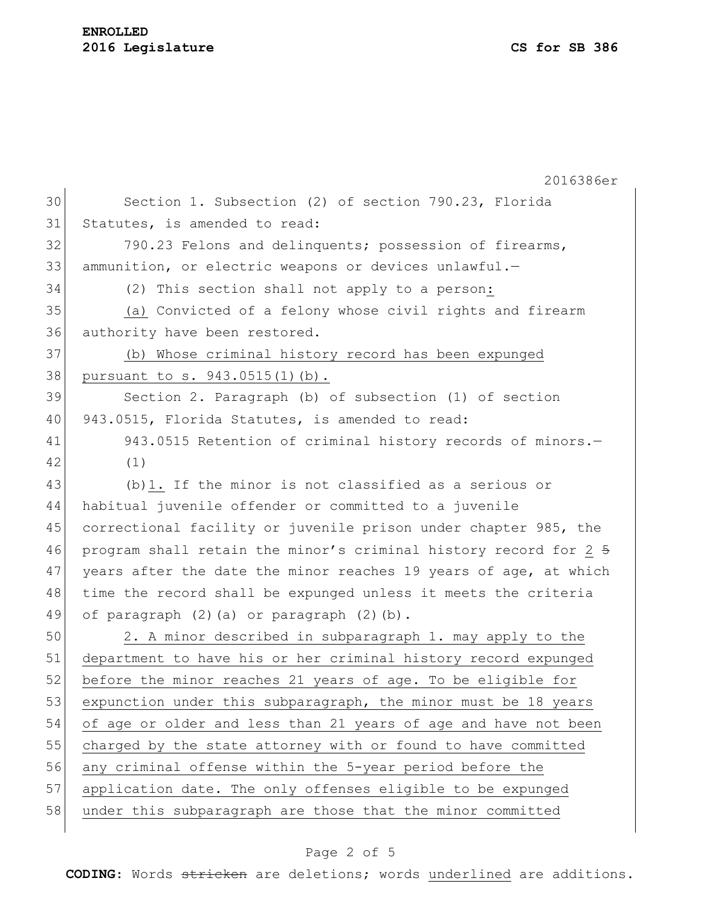Section 1. Subsection (2) of section 790.23, Florida Statutes, is amended to read:

790.23 Felons and delinquents; possession of firearms, ammunition, or electric weapons or devices unlawful.—

(2) This section shall not apply to a person<u>:</u>

<u>(a)</u> Convicted of a felony whose civil rights and firearm authority have been restored.

<u>(b) Whose criminal history record has been expunged pursuant to s. 943.0515(1)(b).</u>

Section 2. Paragraph (b) of subsection (1) of section 943.0515, Florida Statutes, is amended to read:

943.0515 Retention of criminal history records of minors.—

(1)

(b)<u>1.</u> If the minor is not classified as a serious or habitual juvenile offender or committed to a juvenile correctional facility or juvenile prison under chapter 985, the program shall retain the minor's criminal history record for <u>2</u> ~~5~~ years after the date the minor reaches 19 years of age, at which time the record shall be expunged unless it meets the criteria of paragraph (2)(a) or paragraph (2)(b).

<u>2. A minor described in subparagraph 1. may apply to the department to have his or her criminal history record expunged before the minor reaches 21 years of age. To be eligible for expunction under this subparagraph, the minor must be 18 years of age or older and less than 21 years of age and have not been charged by the state attorney with or found to have committed any criminal offense within the 5-year period before the application date. The only offenses eligible to be expunged under this subparagraph are those that the minor committed</u>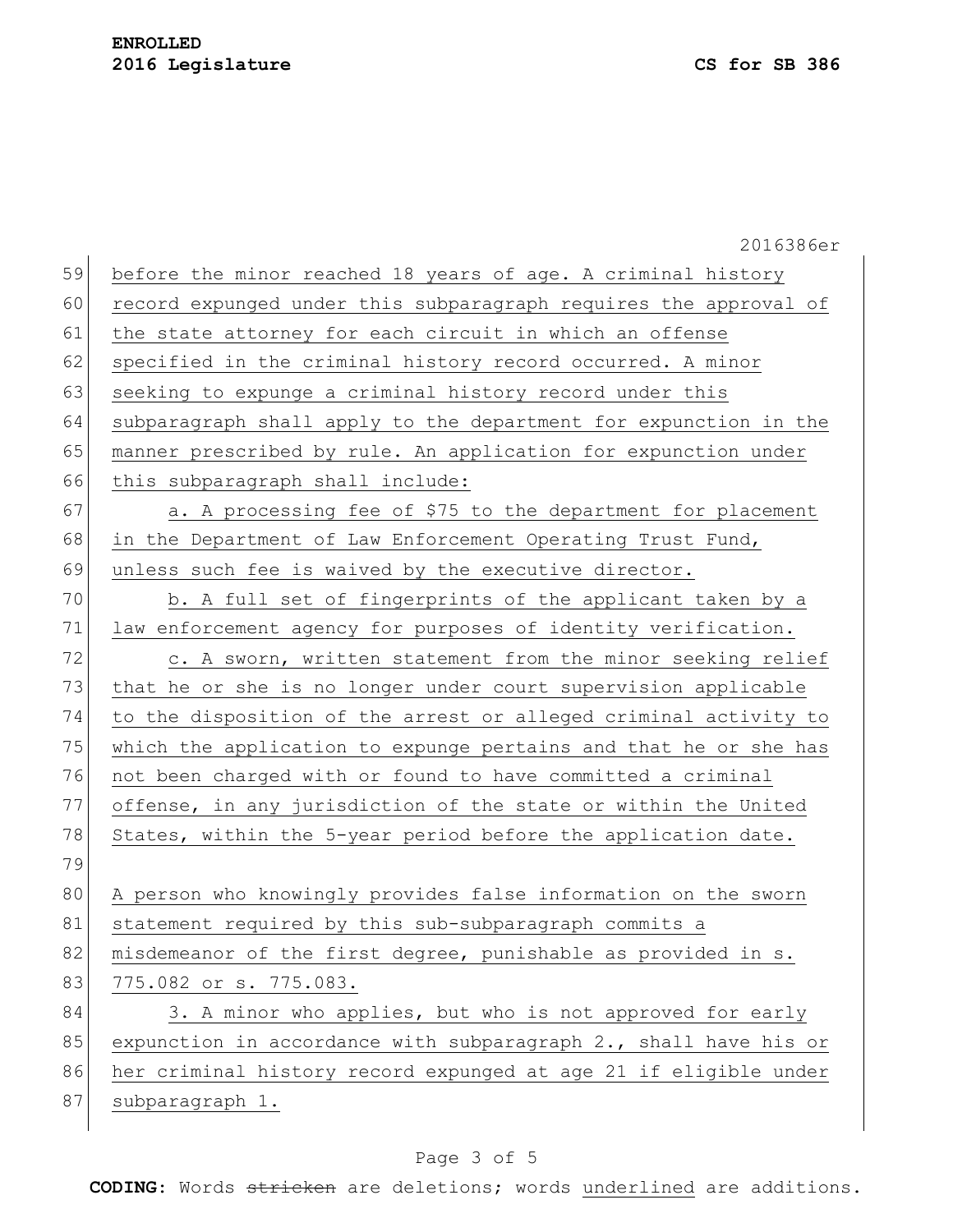before the minor reached 18 years of age. A criminal history record expunged under this subparagraph requires the approval of the state attorney for each circuit in which an offense specified in the criminal history record occurred. A minor seeking to expunge a criminal history record under this subparagraph shall apply to the department for expunction in the manner prescribed by rule. An application for expunction under this subparagraph shall include:

a. A processing fee of $75 to the department for placement in the Department of Law Enforcement Operating Trust Fund, unless such fee is waived by the executive director.

b. A full set of fingerprints of the applicant taken by a law enforcement agency for purposes of identity verification.

c. A sworn, written statement from the minor seeking relief that he or she is no longer under court supervision applicable to the disposition of the arrest or alleged criminal activity to which the application to expunge pertains and that he or she has not been charged with or found to have committed a criminal offense, in any jurisdiction of the state or within the United States, within the 5-year period before the application date.

A person who knowingly provides false information on the sworn statement required by this sub-subparagraph commits a misdemeanor of the first degree, punishable as provided in s. 775.082 or s. 775.083.

3. A minor who applies, but who is not approved for early expunction in accordance with subparagraph 2., shall have his or her criminal history record expunged at age 21 if eligible under subparagraph 1.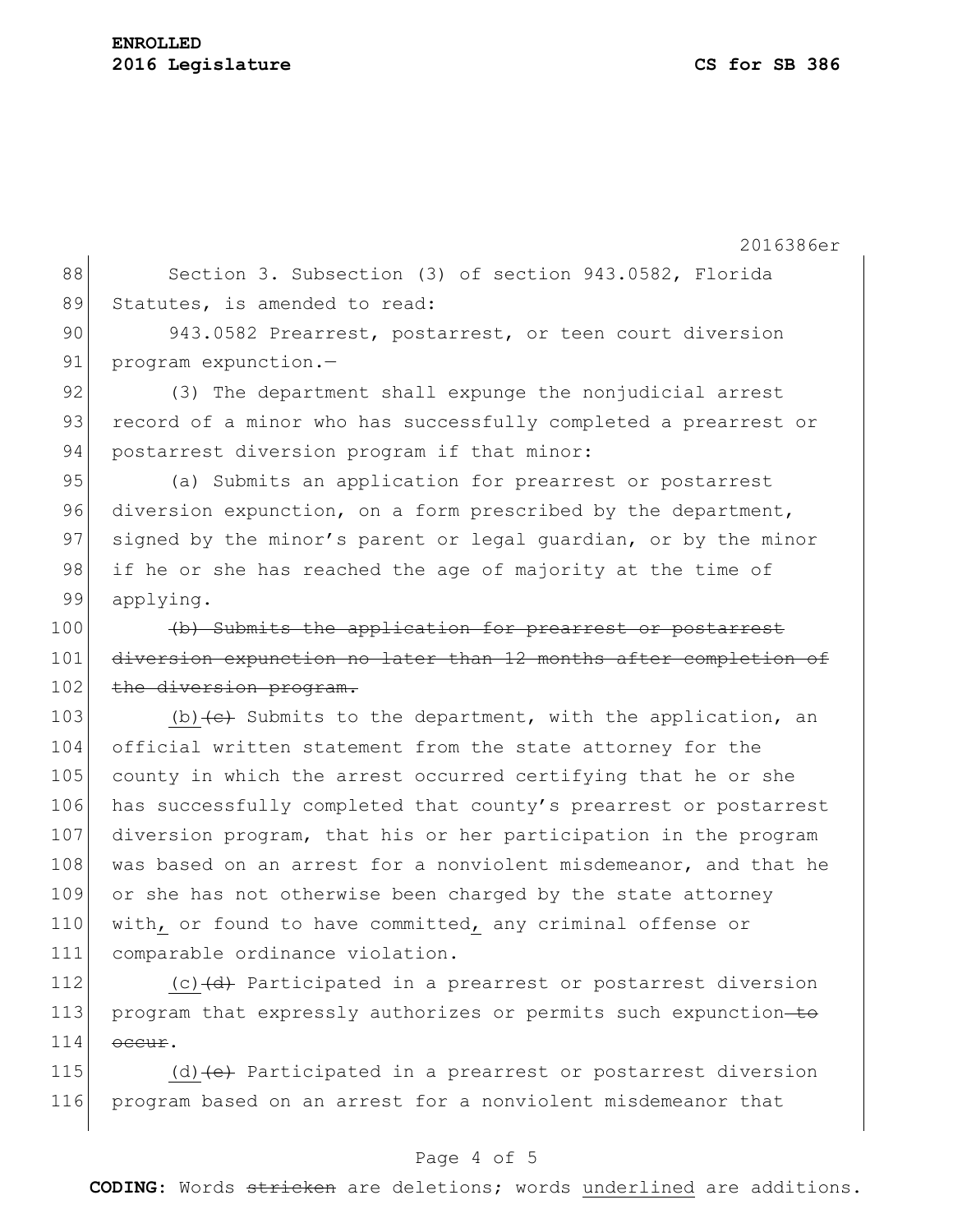Section 3. Subsection (3) of section 943.0582, Florida Statutes, is amended to read:

943.0582 Prearrest, postarrest, or teen court diversion program expunction.—

(3) The department shall expunge the nonjudicial arrest record of a minor who has successfully completed a prearrest or postarrest diversion program if that minor:

(a) Submits an application for prearrest or postarrest diversion expunction, on a form prescribed by the department, signed by the minor's parent or legal guardian, or by the minor if he or she has reached the age of majority at the time of applying.

~~(b) Submits the application for prearrest or postarrest diversion expunction no later than 12 months after completion of the diversion program.~~

<u>(b)</u>~~(c)~~ Submits to the department, with the application, an official written statement from the state attorney for the county in which the arrest occurred certifying that he or she has successfully completed that county's prearrest or postarrest diversion program, that his or her participation in the program was based on an arrest for a nonviolent misdemeanor, and that he or she has not otherwise been charged by the state attorney with<u>,</u> or found to have committed<u>,</u> any criminal offense or comparable ordinance violation.

<u>(c)</u>~~(d)~~ Participated in a prearrest or postarrest diversion program that expressly authorizes or permits such expunction~~ to occur~~.

<u>(d)</u>~~(e)~~ Participated in a prearrest or postarrest diversion program based on an arrest for a nonviolent misdemeanor that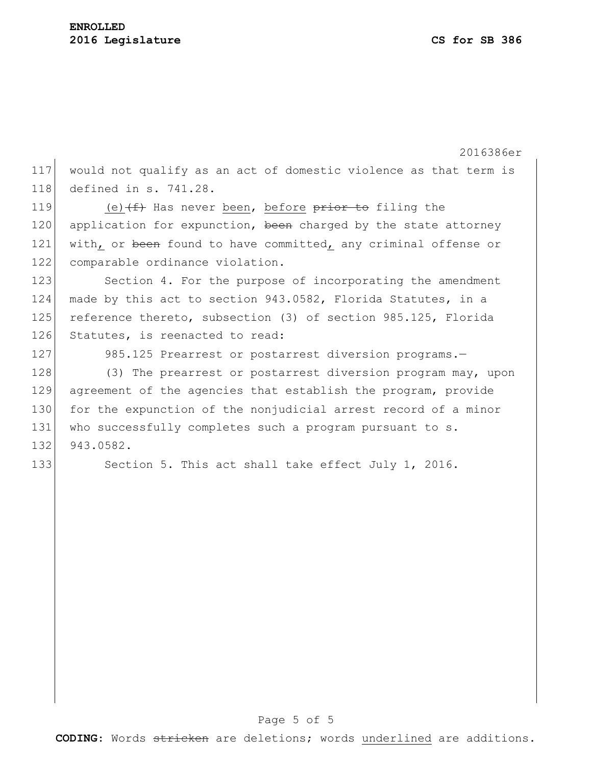would not qualify as an act of domestic violence as that term is defined in s. 741.28.

(e)~~(f)~~ Has never been, before ~~prior to~~ filing the application for expunction, ~~been~~ charged by the state attorney with, or ~~been~~ found to have committed, any criminal offense or comparable ordinance violation.

Section 4. For the purpose of incorporating the amendment made by this act to section 943.0582, Florida Statutes, in a reference thereto, subsection (3) of section 985.125, Florida Statutes, is reenacted to read:

985.125 Prearrest or postarrest diversion programs.—

(3) The prearrest or postarrest diversion program may, upon agreement of the agencies that establish the program, provide for the expunction of the nonjudicial arrest record of a minor who successfully completes such a program pursuant to s. 943.0582.

Section 5. This act shall take effect July 1, 2016.

**CODING:** Words ~~stricken~~ are deletions; words underlined are additions.